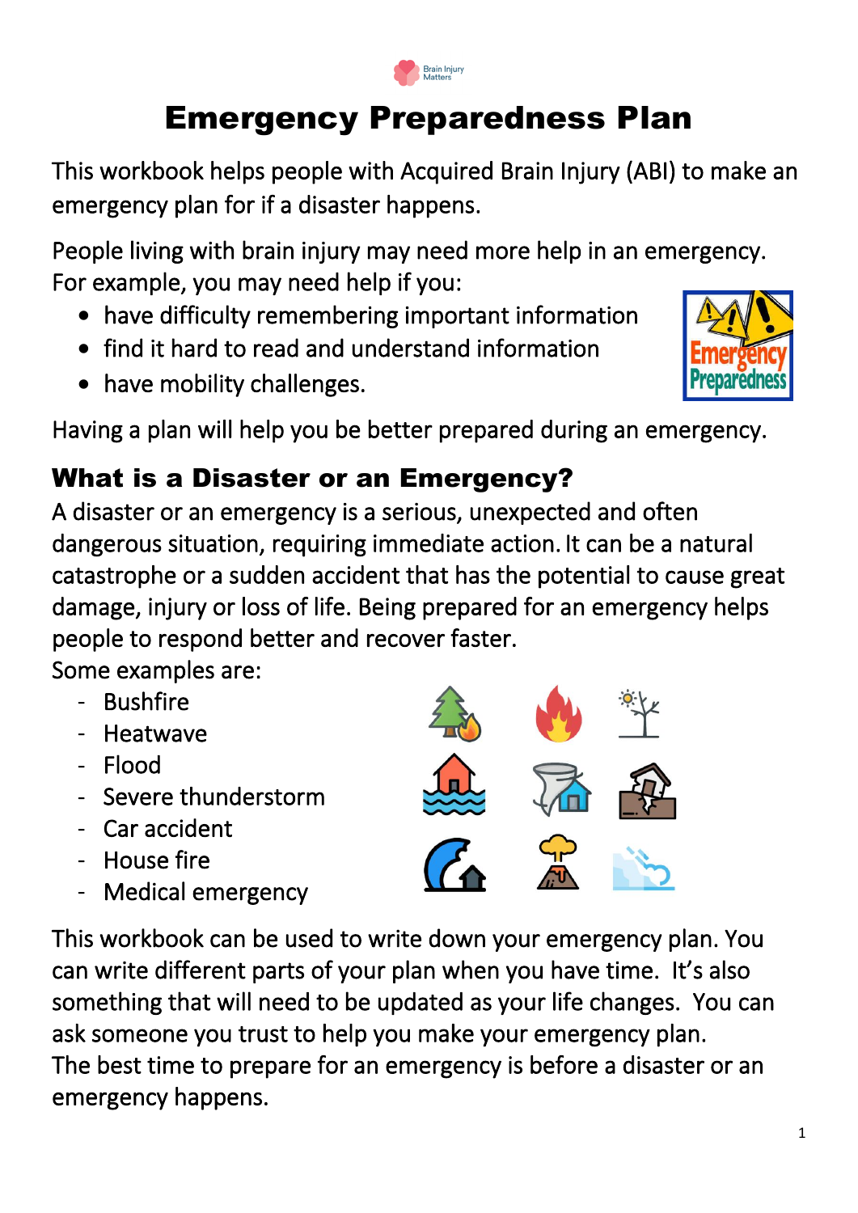# Emergency Preparedness Plan

This workbook helps people with Acquired Brain Injury (ABI) to make an emergency plan for if a disaster happens.

People living with brain injury may need more help in an emergency. For example, you may need help if you:

- have difficulty remembering important information
- find it hard to read and understand information
- have mobility challenges.

Having a plan will help you be better prepared during an emergency.

## What is a Disaster or an Emergency?

A disaster or an emergency is a serious, unexpected and often dangerous situation, requiring immediate action. It can be a natural catastrophe or a sudden accident that has the potential to cause great damage, injury or loss of life. Being prepared for an emergency helps people to respond better and recover faster.

Some examples are:

- Bushfire
- Heatwave
- Flood
- Severe thunderstorm
- Car accident
- House fire
- Medical emergency

This workbook can be used to write down your emergency plan. You can write different parts of your plan when you have time. It's also something that will need to be updated as your life changes. You can ask someone you trust to help you make your emergency plan.

The best time to prepare for an emergency is before a disaster or an emergency happens.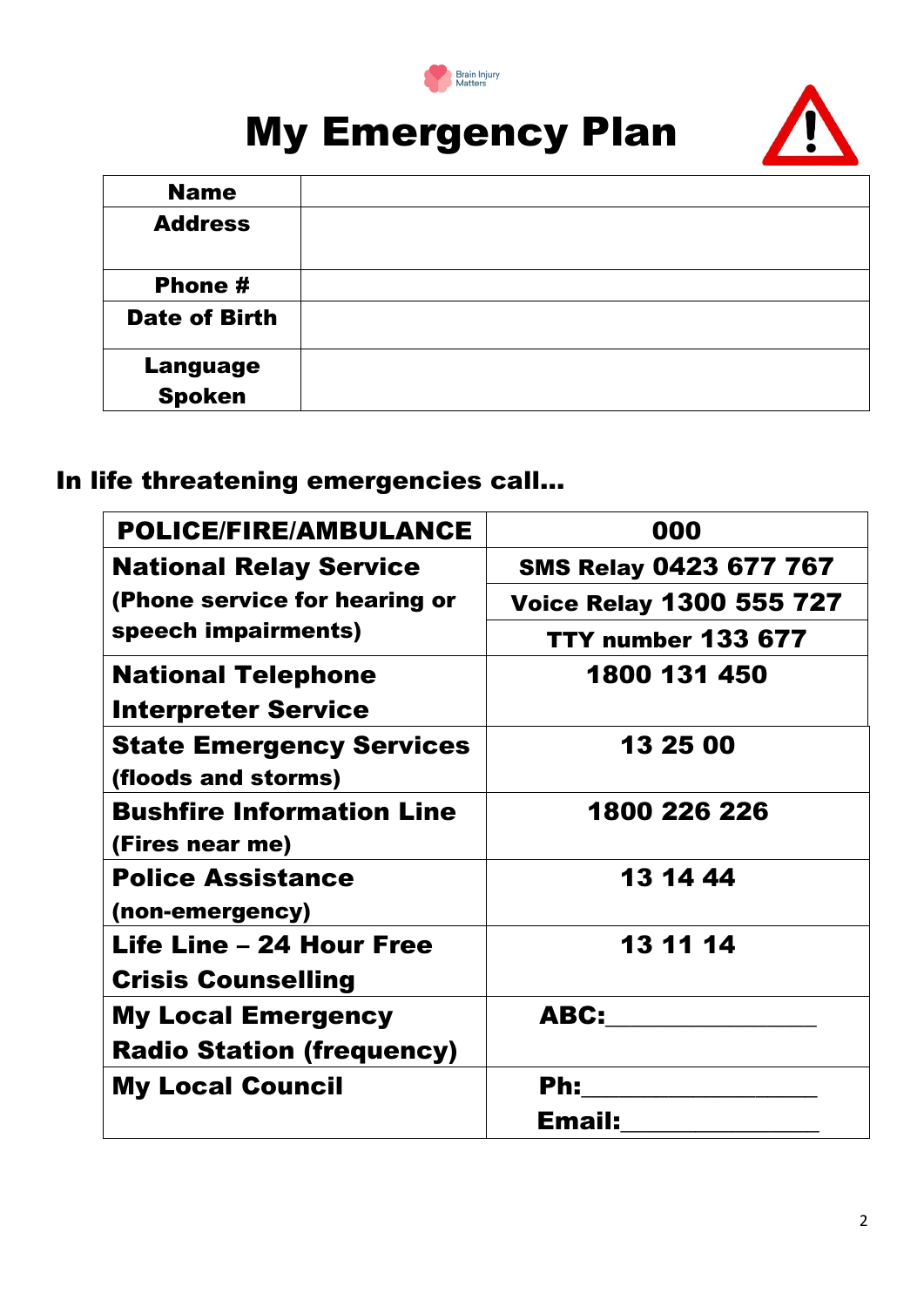Brain Injury Matters

# My Emergency Plan

| **Name** | |
|---|---|
| **Address** | |
| **Phone #** | |
| **Date of Birth** | |
| **Language Spoken** | |

## In life threatening emergencies call…

| **POLICE/FIRE/AMBULANCE** | **000** |
|---|---|
| **National Relay Service** (Phone service for hearing or speech impairments) | **SMS Relay 0423 677 767** |
| | **Voice Relay 1300 555 727** |
| | **TTY number 133 677** |
| **National Telephone Interpreter Service** | **1800 131 450** |
| **State Emergency Services** (floods and storms) | **13 25 00** |
| **Bushfire Information Line** (Fires near me) | **1800 226 226** |
| **Police Assistance** (non-emergency) | **13 14 44** |
| **Life Line – 24 Hour Free Crisis Counselling** | **13 11 14** |
| **My Local Emergency Radio Station (frequency)** | **ABC:\_\_\_\_\_\_\_\_\_\_\_\_\_\_\_\_** |
| **My Local Council** | **Ph:\_\_\_\_\_\_\_\_\_\_\_\_\_\_\_\_\_\_** <br> **Email:\_\_\_\_\_\_\_\_\_\_\_\_\_\_\_\_** |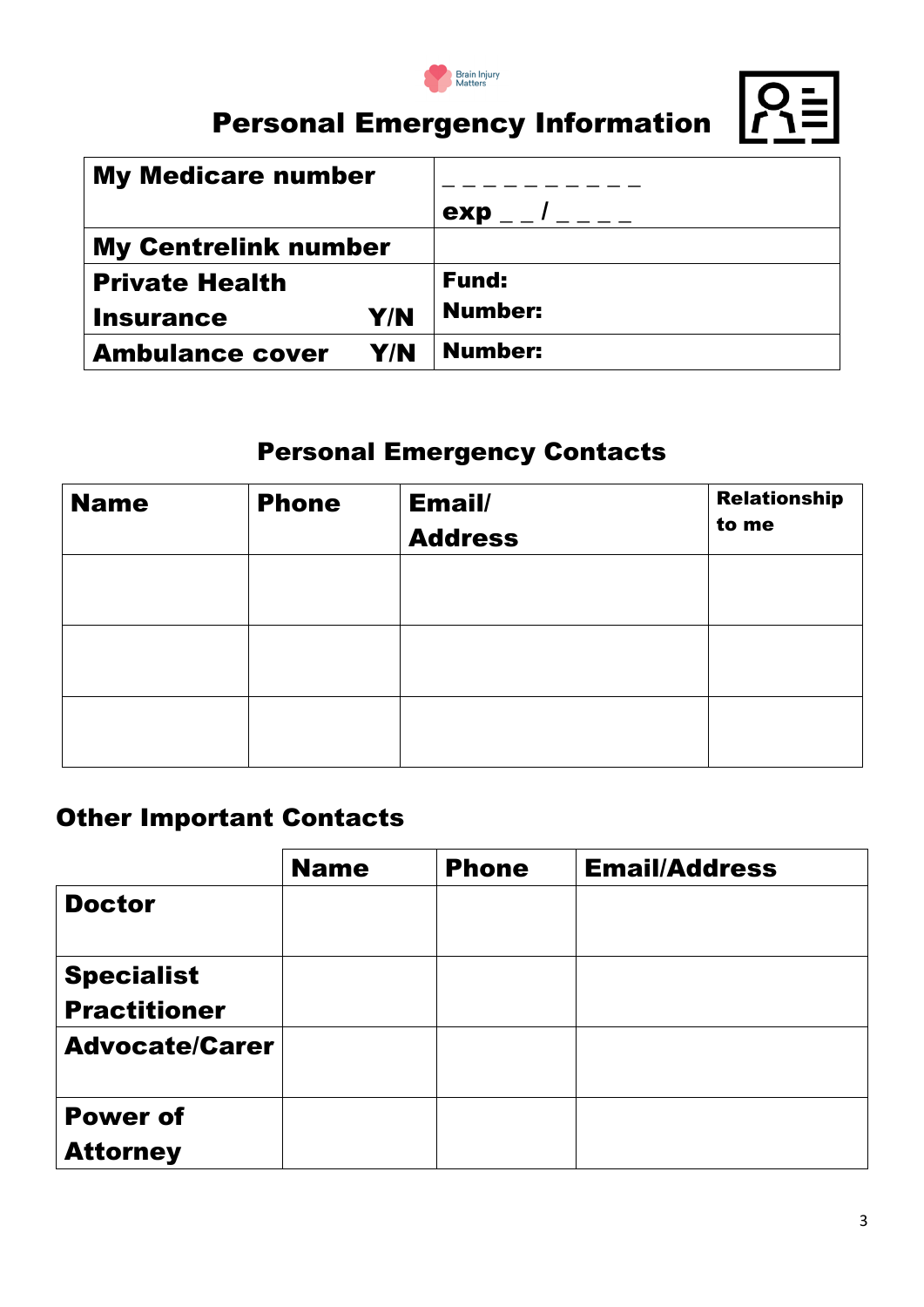# Personal Emergency Information

| **My Medicare number** | _ _ _ _ _ _ _ _ _ _ _ <br> **exp** _ _ / _ _ _ _ |
|---|---|
| **My Centrelink number** | |
| **Private Health Insurance Y/N** | **Fund:** <br> **Number:** |
| **Ambulance cover Y/N** | **Number:** |

## Personal Emergency Contacts

| Name | Phone | Email/ Address | Relationship to me |
|---|---|---|---|
| | | | |
| | | | |
| | | | |

## Other Important Contacts

| | Name | Phone | Email/Address |
|---|---|---|---|
| **Doctor** | | | |
| **Specialist Practitioner** | | | |
| **Advocate/Carer** | | | |
| **Power of Attorney** | | | |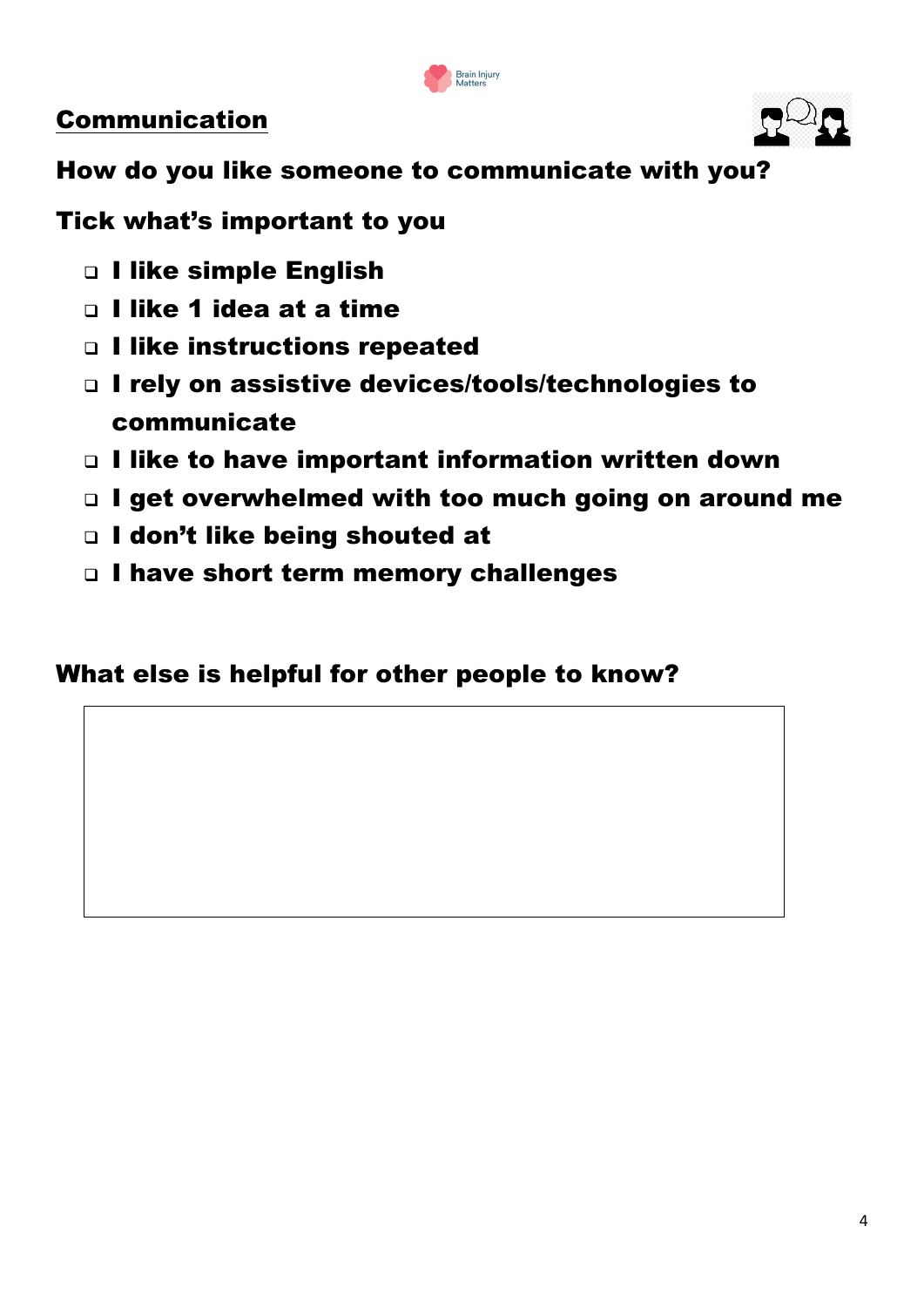## Communication

**How do you like someone to communicate with you?**

**Tick what's important to you**

- ☐ **I like simple English**
- ☐ **I like 1 idea at a time**
- ☐ **I like instructions repeated**
- ☐ **I rely on assistive devices/tools/technologies to communicate**
- ☐ **I like to have important information written down**
- ☐ **I get overwhelmed with too much going on around me**
- ☐ **I don't like being shouted at**
- ☐ **I have short term memory challenges**

**What else is helpful for other people to know?**

| |
|---|
| |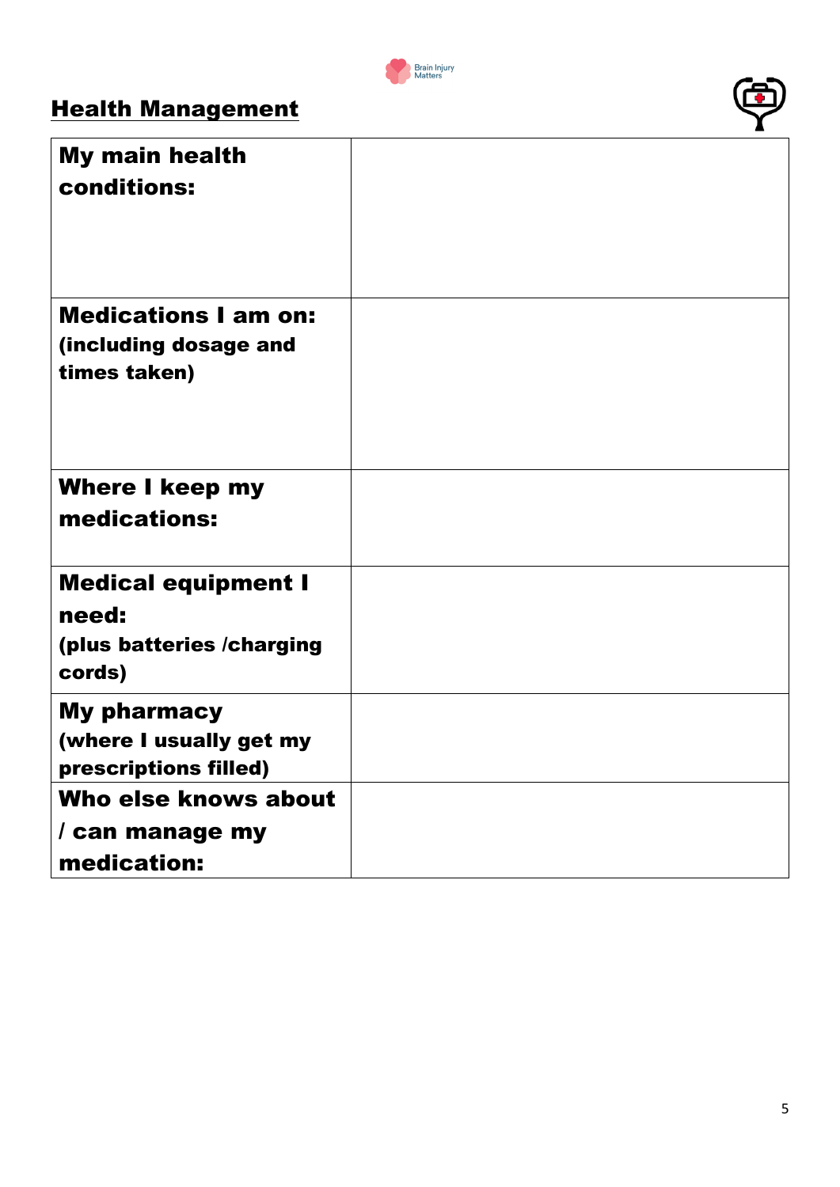## Health Management

| | |
|---|---|
| **My main health conditions:** | |
| **Medications I am on:** **(including dosage and times taken)** | |
| **Where I keep my medications:** | |
| **Medical equipment I need:** **(plus batteries /charging cords)** | |
| **My pharmacy** **(where I usually get my prescriptions filled)** | |
| **Who else knows about / can manage my medication:** | |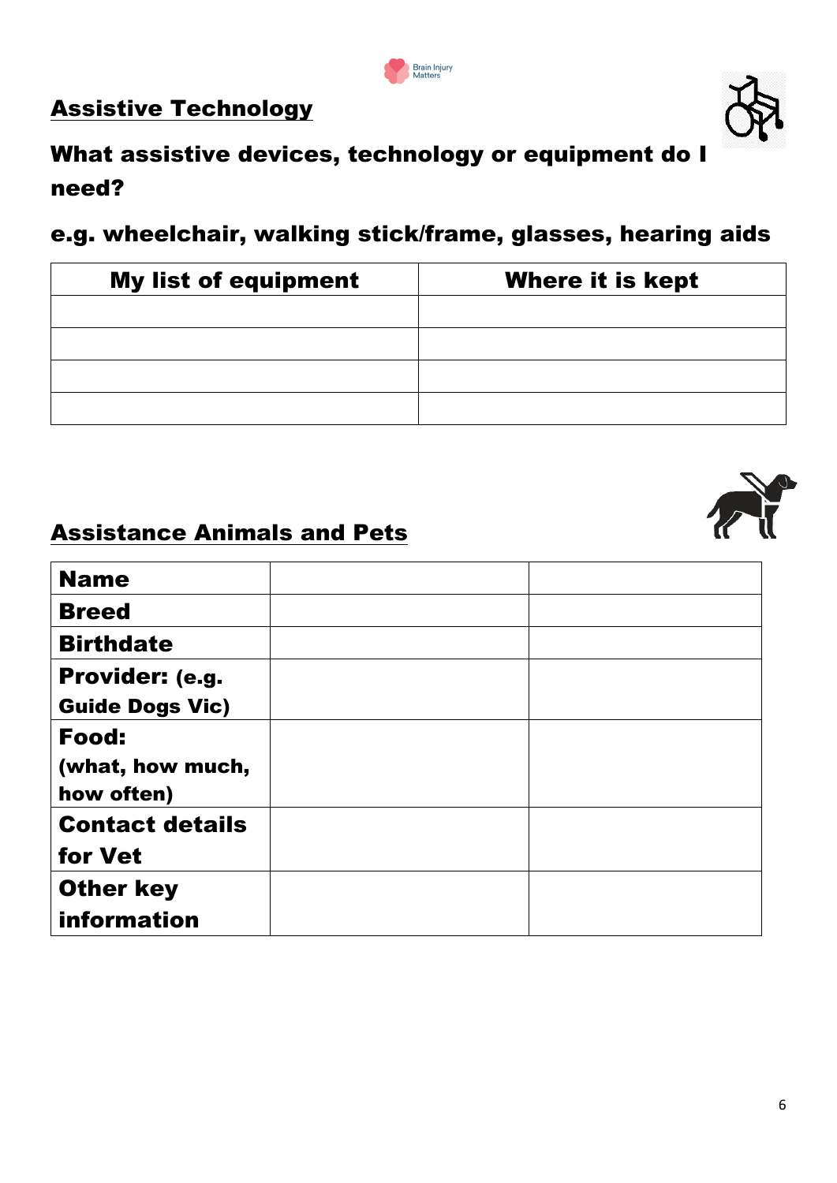## Assistive Technology

### What assistive devices, technology or equipment do I need?

### e.g. wheelchair, walking stick/frame, glasses, hearing aids

| My list of equipment | Where it is kept |
|---|---|
| | |
| | |
| | |
| | |

## Assistance Animals and Pets

| | | |
|---|---|---|
| **Name** | | |
| **Breed** | | |
| **Birthdate** | | |
| **Provider: (e.g. Guide Dogs Vic)** | | |
| **Food: (what, how much, how often)** | | |
| **Contact details for Vet** | | |
| **Other key information** | | |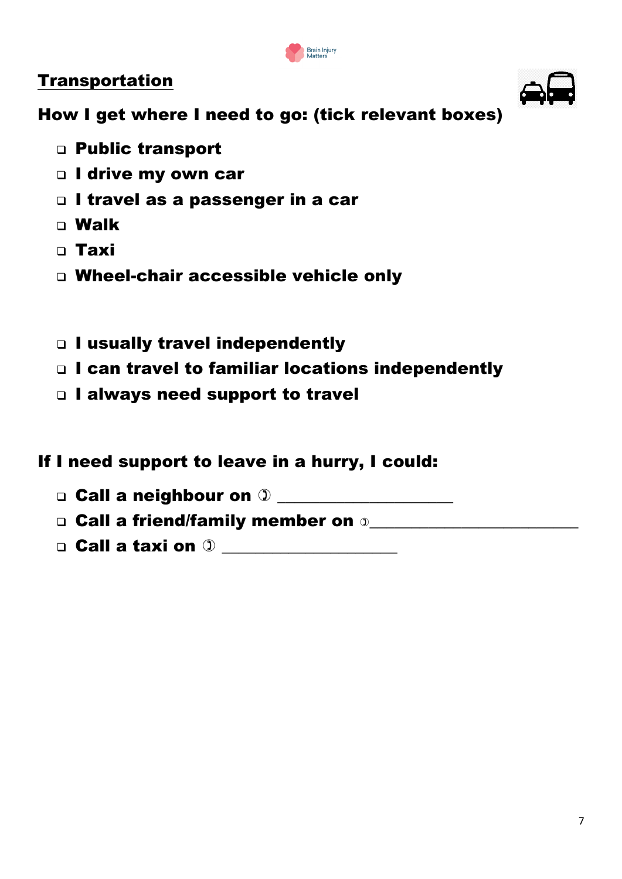## Transportation

**How I get where I need to go: (tick relevant boxes)**

- ❑ **Public transport**
- ❑ **I drive my own car**
- ❑ **I travel as a passenger in a car**
- ❑ **Walk**
- ❑ **Taxi**
- ❑ **Wheel-chair accessible vehicle only**

- ❑ **I usually travel independently**
- ❑ **I can travel to familiar locations independently**
- ❑ **I always need support to travel**

**If I need support to leave in a hurry, I could:**

- ❑ **Call a neighbour on** ✆ ____________________
- ❑ **Call a friend/family member on** ✆________________________
- ❑ **Call a taxi on** ✆ ____________________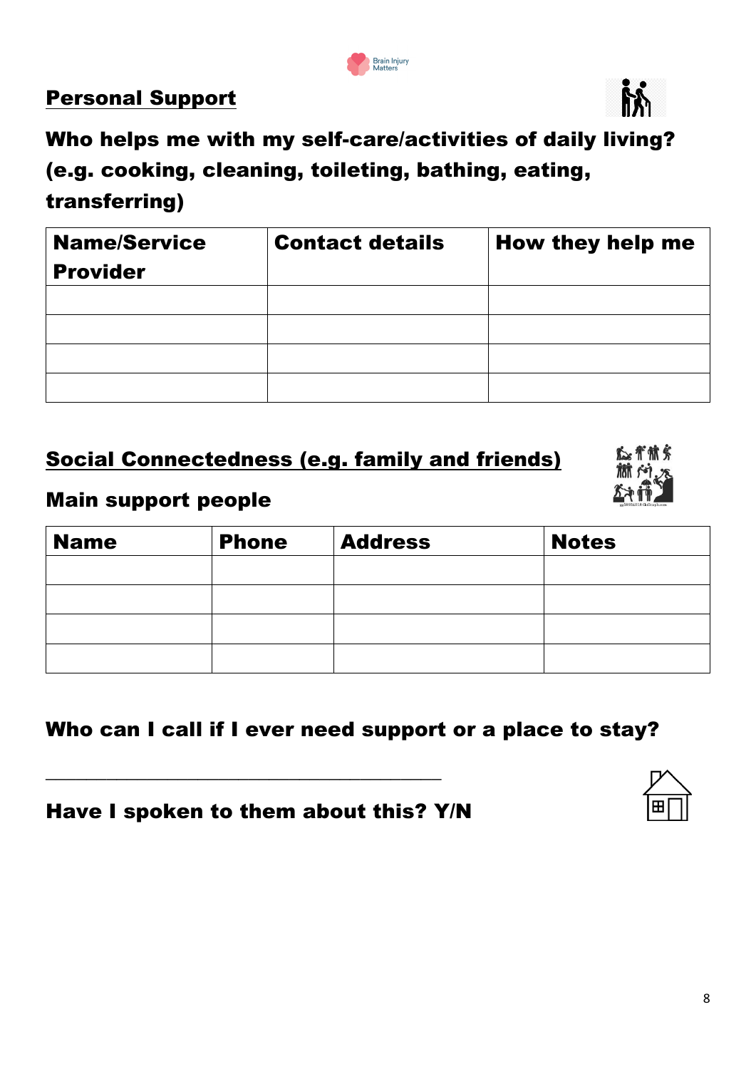## Personal Support

### Who helps me with my self-care/activities of daily living? (e.g. cooking, cleaning, toileting, bathing, eating, transferring)

| Name/Service Provider | Contact details | How they help me |
|---|---|---|
| | | |
| | | |
| | | |
| | | |

## Social Connectedness (e.g. family and friends)

### Main support people

| Name | Phone | Address | Notes |
|---|---|---|---|
| | | | |
| | | | |
| | | | |
| | | | |

### Who can I call if I ever need support or a place to stay?

\_\_\_\_\_\_\_\_\_\_\_\_\_\_\_\_\_\_\_\_\_\_\_\_\_\_\_\_\_\_\_\_\_\_\_\_\_\_\_\_\_\_

**Have I spoken to them about this? Y/N**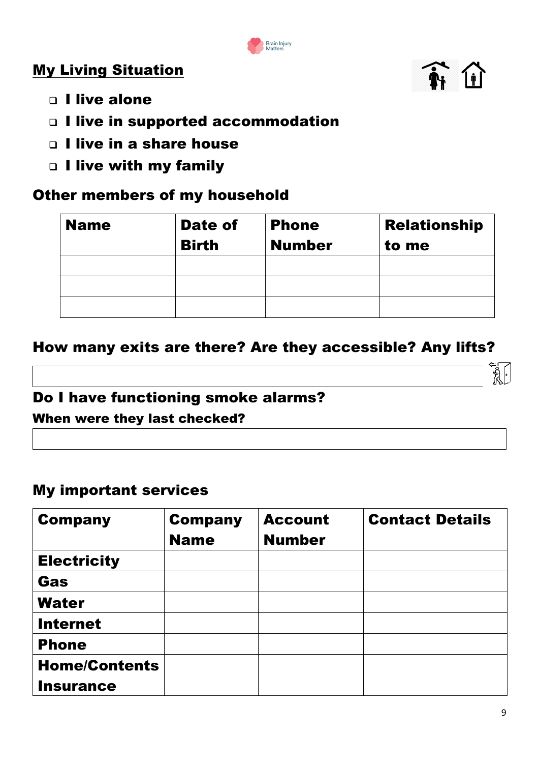## My Living Situation

- ❑ **I live alone**
- ❑ **I live in supported accommodation**
- ❑ **I live in a share house**
- ❑ **I live with my family**

### Other members of my household

| Name | Date of Birth | Phone Number | Relationship to me |
|---|---|---|---|
| | | | |
| | | | |
| | | | |

### How many exits are there? Are they accessible? Any lifts?

|  |
|---|

### Do I have functioning smoke alarms?

**When were they last checked?**

|  |
|---|

### My important services

| Company | Company Name | Account Number | Contact Details |
|---|---|---|---|
| **Electricity** | | | |
| **Gas** | | | |
| **Water** | | | |
| **Internet** | | | |
| **Phone** | | | |
| **Home/Contents Insurance** | | | |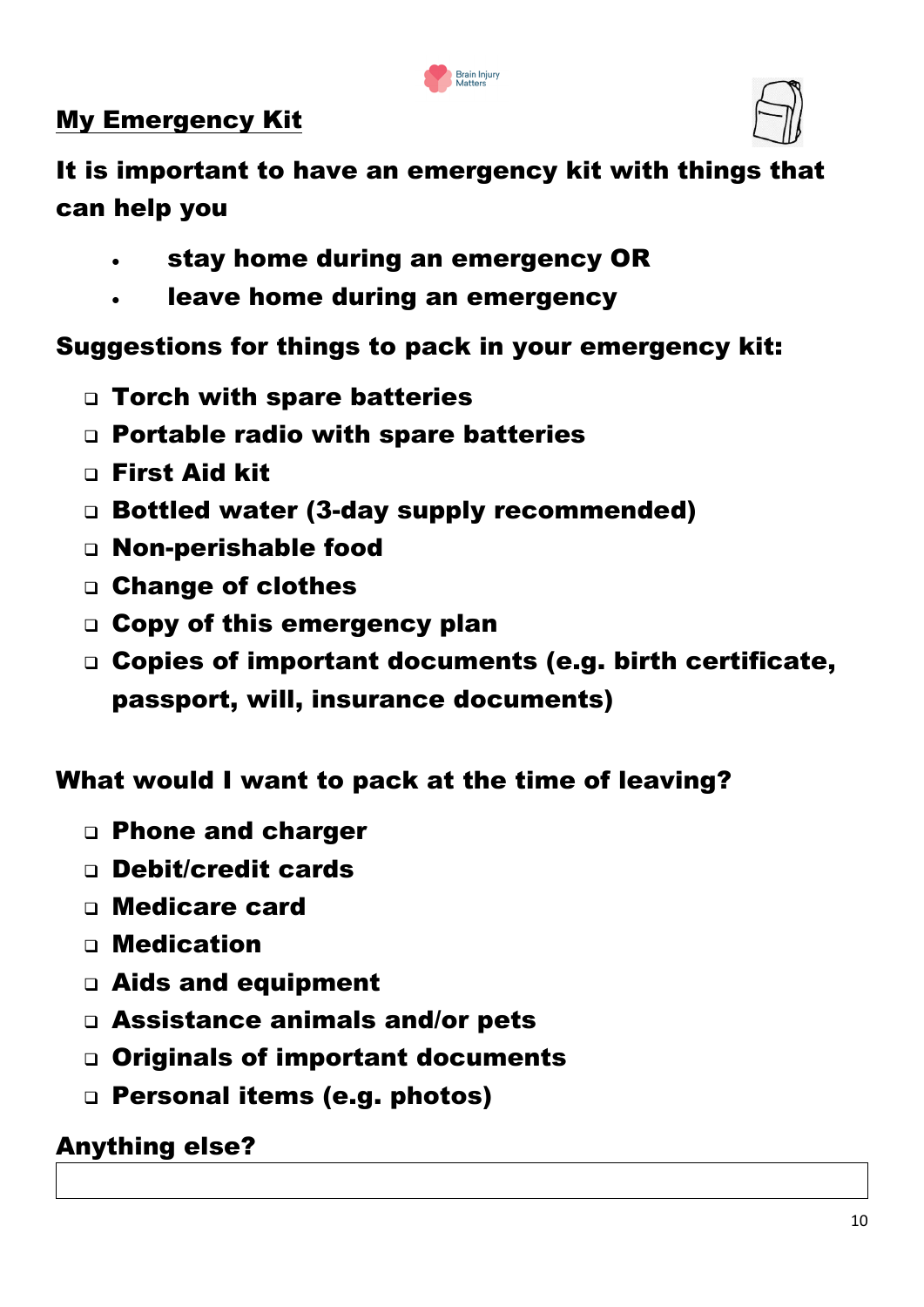## My Emergency Kit

**It is important to have an emergency kit with things that can help you**

- **stay home during an emergency OR**
- **leave home during an emergency**

**Suggestions for things to pack in your emergency kit:**

- ☐ **Torch with spare batteries**
- ☐ **Portable radio with spare batteries**
- ☐ **First Aid kit**
- ☐ **Bottled water (3-day supply recommended)**
- ☐ **Non-perishable food**
- ☐ **Change of clothes**
- ☐ **Copy of this emergency plan**
- ☐ **Copies of important documents (e.g. birth certificate, passport, will, insurance documents)**

**What would I want to pack at the time of leaving?**

- ☐ **Phone and charger**
- ☐ **Debit/credit cards**
- ☐ **Medicare card**
- ☐ **Medication**
- ☐ **Aids and equipment**
- ☐ **Assistance animals and/or pets**
- ☐ **Originals of important documents**
- ☐ **Personal items (e.g. photos)**

**Anything else?**

| |
|---|
| |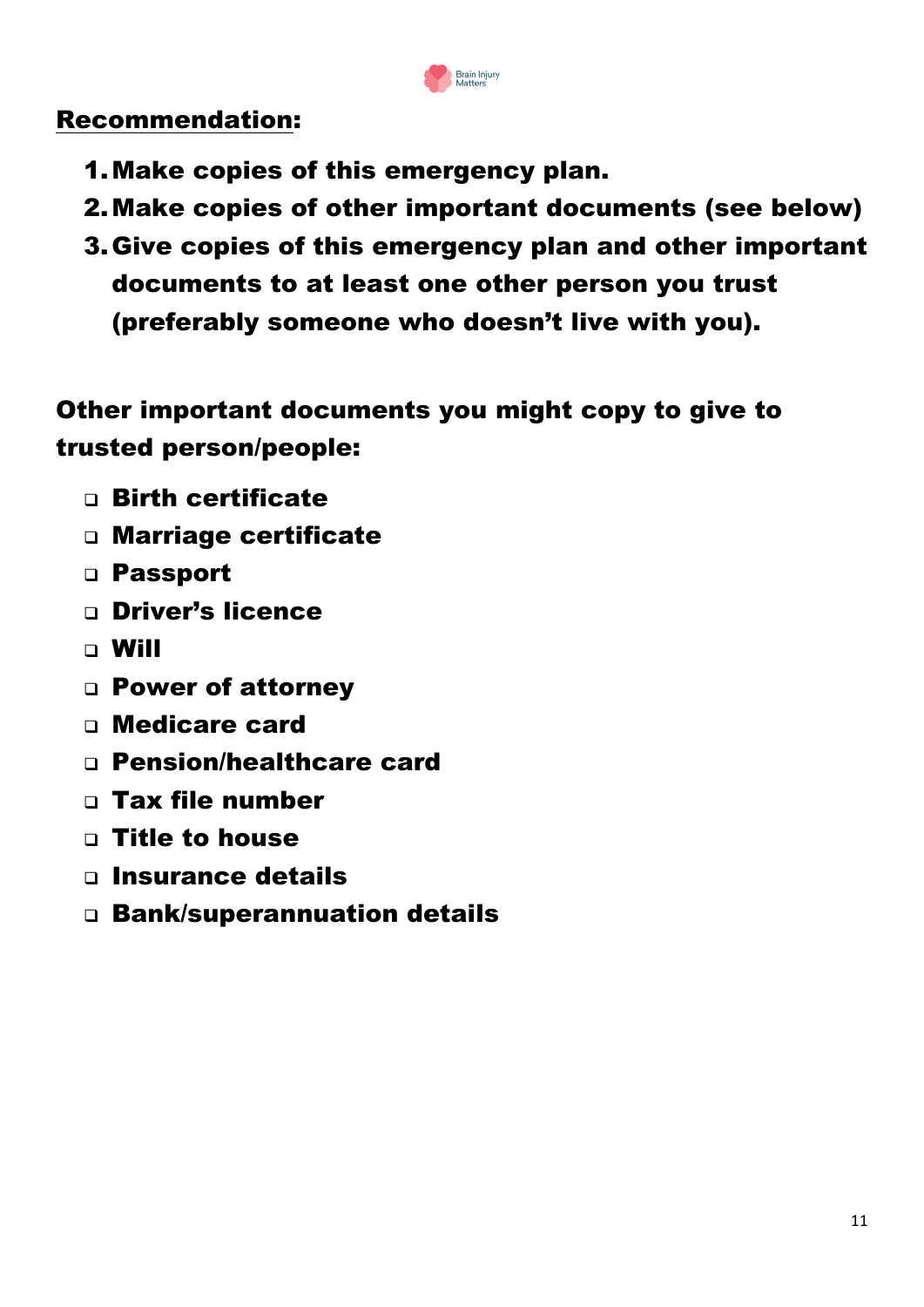**Recommendation:**

1. **Make copies of this emergency plan.**
2. **Make copies of other important documents (see below)**
3. **Give copies of this emergency plan and other important documents to at least one other person you trust (preferably someone who doesn't live with you).**

**Other important documents you might copy to give to trusted person/people:**

- [ ] **Birth certificate**
- [ ] **Marriage certificate**
- [ ] **Passport**
- [ ] **Driver's licence**
- [ ] **Will**
- [ ] **Power of attorney**
- [ ] **Medicare card**
- [ ] **Pension/healthcare card**
- [ ] **Tax file number**
- [ ] **Title to house**
- [ ] **Insurance details**
- [ ] **Bank/superannuation details**